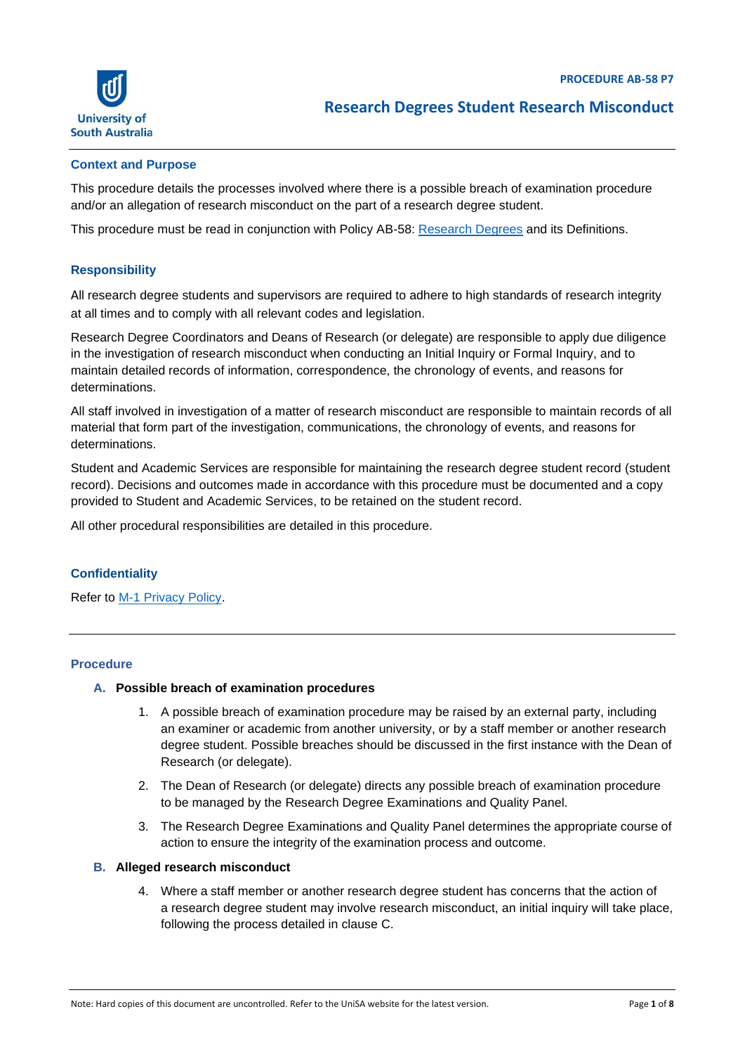**PROCEDURE AB-58 P7**

# Research Degrees Student Research Misconduct

## Context and Purpose

This procedure details the processes involved where there is a possible breach of examination procedure and/or an allegation of research misconduct on the part of a research degree student.

This procedure must be read in conjunction with Policy AB-58: [Research Degrees](Research Degrees) and its Definitions.

## Responsibility

All research degree students and supervisors are required to adhere to high standards of research integrity at all times and to comply with all relevant codes and legislation.

Research Degree Coordinators and Deans of Research (or delegate) are responsible to apply due diligence in the investigation of research misconduct when conducting an Initial Inquiry or Formal Inquiry, and to maintain detailed records of information, correspondence, the chronology of events, and reasons for determinations.

All staff involved in investigation of a matter of research misconduct are responsible to maintain records of all material that form part of the investigation, communications, the chronology of events, and reasons for determinations.

Student and Academic Services are responsible for maintaining the research degree student record (student record). Decisions and outcomes made in accordance with this procedure must be documented and a copy provided to Student and Academic Services, to be retained on the student record.

All other procedural responsibilities are detailed in this procedure.

## Confidentiality

Refer to [M-1 Privacy Policy](M-1 Privacy Policy).

---

## Procedure

### A. Possible breach of examination procedures

1. A possible breach of examination procedure may be raised by an external party, including an examiner or academic from another university, or by a staff member or another research degree student. Possible breaches should be discussed in the first instance with the Dean of Research (or delegate).
2. The Dean of Research (or delegate) directs any possible breach of examination procedure to be managed by the Research Degree Examinations and Quality Panel.
3. The Research Degree Examinations and Quality Panel determines the appropriate course of action to ensure the integrity of the examination process and outcome.

### B. Alleged research misconduct

4. Where a staff member or another research degree student has concerns that the action of a research degree student may involve research misconduct, an initial inquiry will take place, following the process detailed in clause C.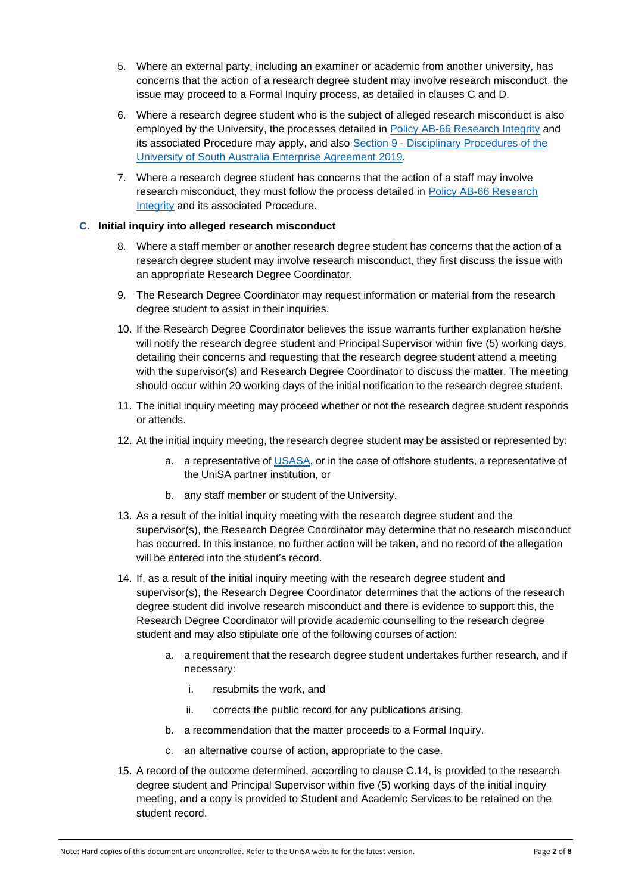5. Where an external party, including an examiner or academic from another university, has concerns that the action of a research degree student may involve research misconduct, the issue may proceed to a Formal Inquiry process, as detailed in clauses C and D.

6. Where a research degree student who is the subject of alleged research misconduct is also employed by the University, the processes detailed in Policy AB-66 Research Integrity and its associated Procedure may apply, and also Section 9 - Disciplinary Procedures of the University of South Australia Enterprise Agreement 2019.

7. Where a research degree student has concerns that the action of a staff may involve research misconduct, they must follow the process detailed in Policy AB-66 Research Integrity and its associated Procedure.

## C. Initial inquiry into alleged research misconduct

8. Where a staff member or another research degree student has concerns that the action of a research degree student may involve research misconduct, they first discuss the issue with an appropriate Research Degree Coordinator.

9. The Research Degree Coordinator may request information or material from the research degree student to assist in their inquiries.

10. If the Research Degree Coordinator believes the issue warrants further explanation he/she will notify the research degree student and Principal Supervisor within five (5) working days, detailing their concerns and requesting that the research degree student attend a meeting with the supervisor(s) and Research Degree Coordinator to discuss the matter. The meeting should occur within 20 working days of the initial notification to the research degree student.

11. The initial inquiry meeting may proceed whether or not the research degree student responds or attends.

12. At the initial inquiry meeting, the research degree student may be assisted or represented by:

    a. a representative of USASA, or in the case of offshore students, a representative of the UniSA partner institution, or

    b. any staff member or student of the University.

13. As a result of the initial inquiry meeting with the research degree student and the supervisor(s), the Research Degree Coordinator may determine that no research misconduct has occurred. In this instance, no further action will be taken, and no record of the allegation will be entered into the student's record.

14. If, as a result of the initial inquiry meeting with the research degree student and supervisor(s), the Research Degree Coordinator determines that the actions of the research degree student did involve research misconduct and there is evidence to support this, the Research Degree Coordinator will provide academic counselling to the research degree student and may also stipulate one of the following courses of action:

    a. a requirement that the research degree student undertakes further research, and if necessary:

        i. resubmits the work, and

        ii. corrects the public record for any publications arising.

    b. a recommendation that the matter proceeds to a Formal Inquiry.

    c. an alternative course of action, appropriate to the case.

15. A record of the outcome determined, according to clause C.14, is provided to the research degree student and Principal Supervisor within five (5) working days of the initial inquiry meeting, and a copy is provided to Student and Academic Services to be retained on the student record.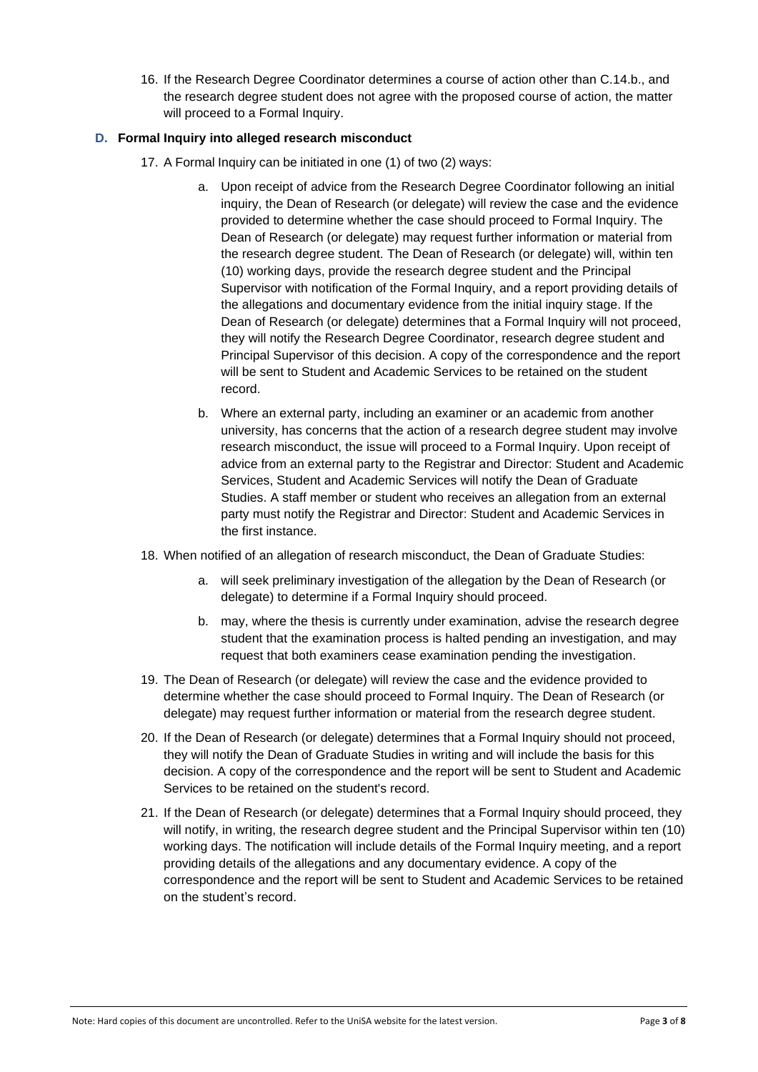16. If the Research Degree Coordinator determines a course of action other than C.14.b., and the research degree student does not agree with the proposed course of action, the matter will proceed to a Formal Inquiry.

## D. Formal Inquiry into alleged research misconduct

17. A Formal Inquiry can be initiated in one (1) of two (2) ways:

    a. Upon receipt of advice from the Research Degree Coordinator following an initial inquiry, the Dean of Research (or delegate) will review the case and the evidence provided to determine whether the case should proceed to Formal Inquiry. The Dean of Research (or delegate) may request further information or material from the research degree student. The Dean of Research (or delegate) will, within ten (10) working days, provide the research degree student and the Principal Supervisor with notification of the Formal Inquiry, and a report providing details of the allegations and documentary evidence from the initial inquiry stage. If the Dean of Research (or delegate) determines that a Formal Inquiry will not proceed, they will notify the Research Degree Coordinator, research degree student and Principal Supervisor of this decision. A copy of the correspondence and the report will be sent to Student and Academic Services to be retained on the student record.

    b. Where an external party, including an examiner or an academic from another university, has concerns that the action of a research degree student may involve research misconduct, the issue will proceed to a Formal Inquiry. Upon receipt of advice from an external party to the Registrar and Director: Student and Academic Services, Student and Academic Services will notify the Dean of Graduate Studies. A staff member or student who receives an allegation from an external party must notify the Registrar and Director: Student and Academic Services in the first instance.

18. When notified of an allegation of research misconduct, the Dean of Graduate Studies:

    a. will seek preliminary investigation of the allegation by the Dean of Research (or delegate) to determine if a Formal Inquiry should proceed.

    b. may, where the thesis is currently under examination, advise the research degree student that the examination process is halted pending an investigation, and may request that both examiners cease examination pending the investigation.

19. The Dean of Research (or delegate) will review the case and the evidence provided to determine whether the case should proceed to Formal Inquiry. The Dean of Research (or delegate) may request further information or material from the research degree student.

20. If the Dean of Research (or delegate) determines that a Formal Inquiry should not proceed, they will notify the Dean of Graduate Studies in writing and will include the basis for this decision. A copy of the correspondence and the report will be sent to Student and Academic Services to be retained on the student's record.

21. If the Dean of Research (or delegate) determines that a Formal Inquiry should proceed, they will notify, in writing, the research degree student and the Principal Supervisor within ten (10) working days. The notification will include details of the Formal Inquiry meeting, and a report providing details of the allegations and any documentary evidence. A copy of the correspondence and the report will be sent to Student and Academic Services to be retained on the student's record.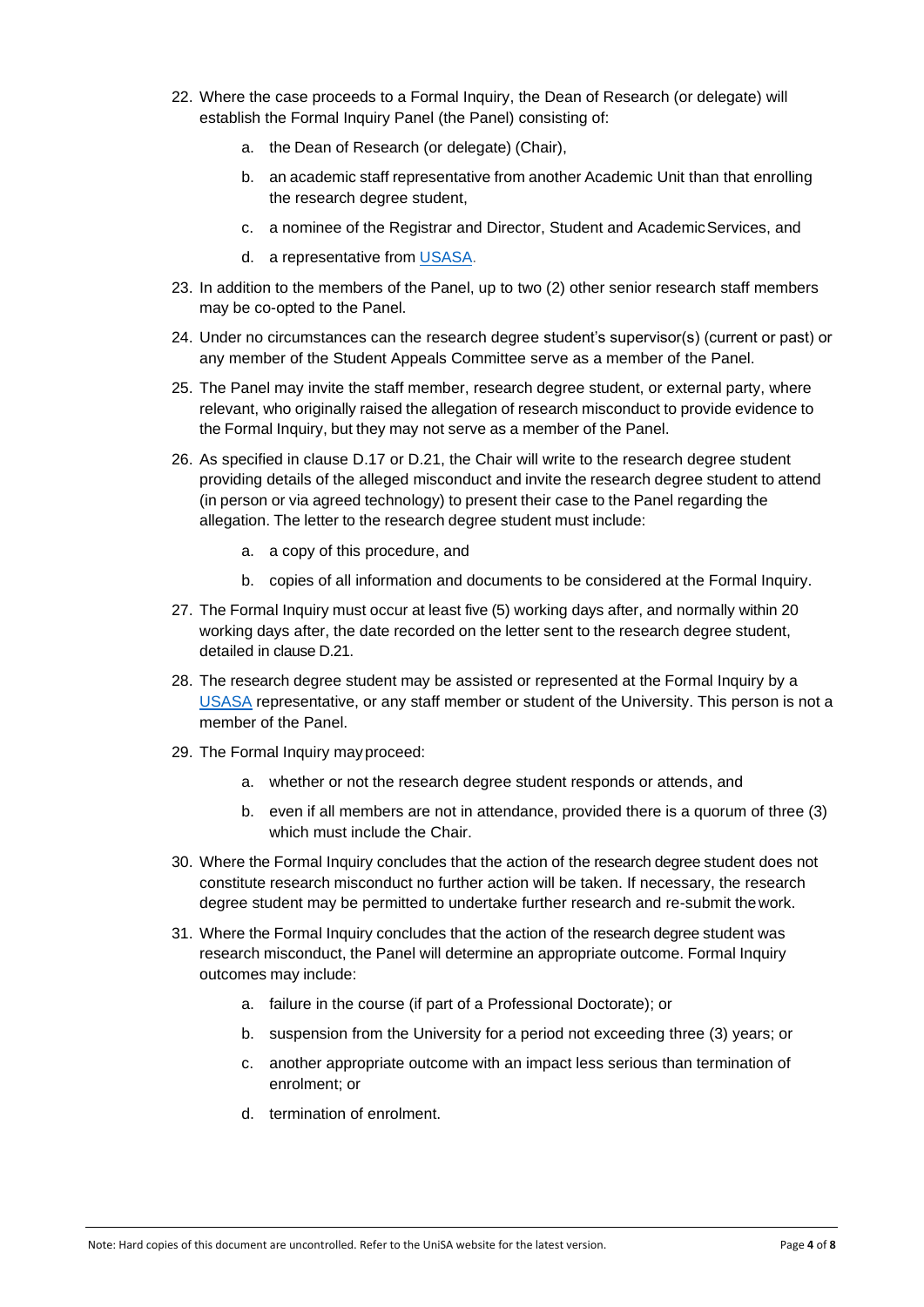22. Where the case proceeds to a Formal Inquiry, the Dean of Research (or delegate) will establish the Formal Inquiry Panel (the Panel) consisting of:
    a. the Dean of Research (or delegate) (Chair),
    b. an academic staff representative from another Academic Unit than that enrolling the research degree student,
    c. a nominee of the Registrar and Director, Student and Academic Services, and
    d. a representative from USASA.
23. In addition to the members of the Panel, up to two (2) other senior research staff members may be co-opted to the Panel.
24. Under no circumstances can the research degree student's supervisor(s) (current or past) or any member of the Student Appeals Committee serve as a member of the Panel.
25. The Panel may invite the staff member, research degree student, or external party, where relevant, who originally raised the allegation of research misconduct to provide evidence to the Formal Inquiry, but they may not serve as a member of the Panel.
26. As specified in clause D.17 or D.21, the Chair will write to the research degree student providing details of the alleged misconduct and invite the research degree student to attend (in person or via agreed technology) to present their case to the Panel regarding the allegation. The letter to the research degree student must include:
    a. a copy of this procedure, and
    b. copies of all information and documents to be considered at the Formal Inquiry.
27. The Formal Inquiry must occur at least five (5) working days after, and normally within 20 working days after, the date recorded on the letter sent to the research degree student, detailed in clause D.21.
28. The research degree student may be assisted or represented at the Formal Inquiry by a USASA representative, or any staff member or student of the University. This person is not a member of the Panel.
29. The Formal Inquiry may proceed:
    a. whether or not the research degree student responds or attends, and
    b. even if all members are not in attendance, provided there is a quorum of three (3) which must include the Chair.
30. Where the Formal Inquiry concludes that the action of the research degree student does not constitute research misconduct no further action will be taken. If necessary, the research degree student may be permitted to undertake further research and re-submit the work.
31. Where the Formal Inquiry concludes that the action of the research degree student was research misconduct, the Panel will determine an appropriate outcome. Formal Inquiry outcomes may include:
    a. failure in the course (if part of a Professional Doctorate); or
    b. suspension from the University for a period not exceeding three (3) years; or
    c. another appropriate outcome with an impact less serious than termination of enrolment; or
    d. termination of enrolment.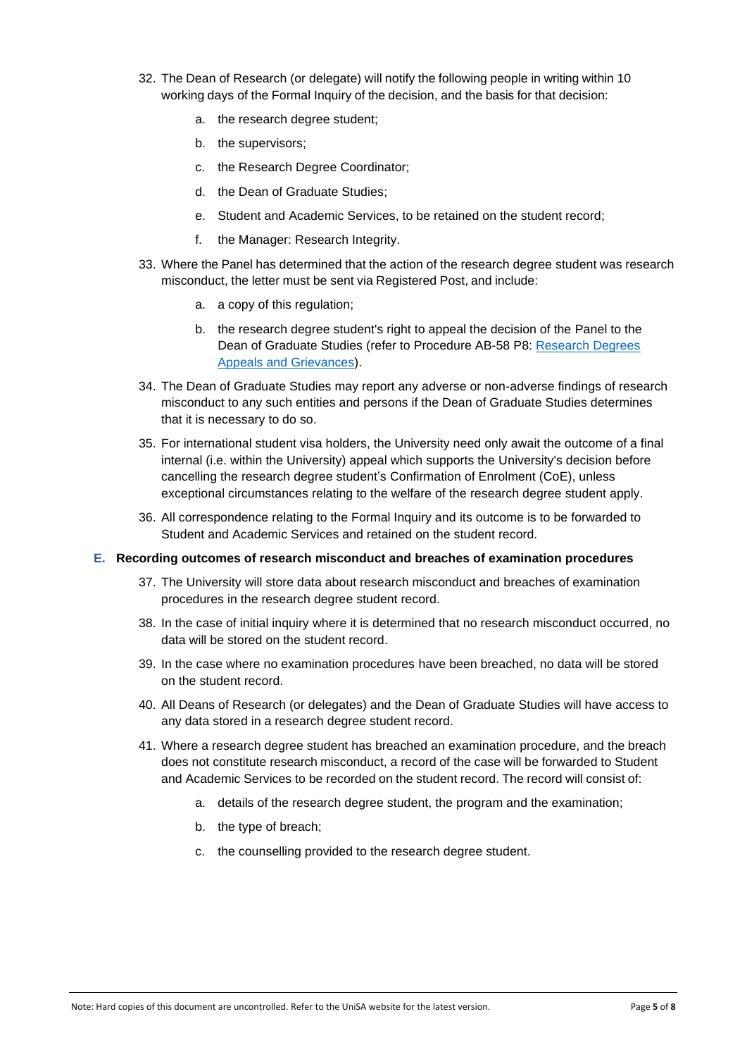32. The Dean of Research (or delegate) will notify the following people in writing within 10 working days of the Formal Inquiry of the decision, and the basis for that decision:

    a. the research degree student;

    b. the supervisors;

    c. the Research Degree Coordinator;

    d. the Dean of Graduate Studies;

    e. Student and Academic Services, to be retained on the student record;

    f. the Manager: Research Integrity.

33. Where the Panel has determined that the action of the research degree student was research misconduct, the letter must be sent via Registered Post, and include:

    a. a copy of this regulation;

    b. the research degree student's right to appeal the decision of the Panel to the Dean of Graduate Studies (refer to Procedure AB-58 P8: [Research Degrees Appeals and Grievances]).

34. The Dean of Graduate Studies may report any adverse or non-adverse findings of research misconduct to any such entities and persons if the Dean of Graduate Studies determines that it is necessary to do so.

35. For international student visa holders, the University need only await the outcome of a final internal (i.e. within the University) appeal which supports the University's decision before cancelling the research degree student's Confirmation of Enrolment (CoE), unless exceptional circumstances relating to the welfare of the research degree student apply.

36. All correspondence relating to the Formal Inquiry and its outcome is to be forwarded to Student and Academic Services and retained on the student record.

### E. Recording outcomes of research misconduct and breaches of examination procedures

37. The University will store data about research misconduct and breaches of examination procedures in the research degree student record.

38. In the case of initial inquiry where it is determined that no research misconduct occurred, no data will be stored on the student record.

39. In the case where no examination procedures have been breached, no data will be stored on the student record.

40. All Deans of Research (or delegates) and the Dean of Graduate Studies will have access to any data stored in a research degree student record.

41. Where a research degree student has breached an examination procedure, and the breach does not constitute research misconduct, a record of the case will be forwarded to Student and Academic Services to be recorded on the student record. The record will consist of:

    a. details of the research degree student, the program and the examination;

    b. the type of breach;

    c. the counselling provided to the research degree student.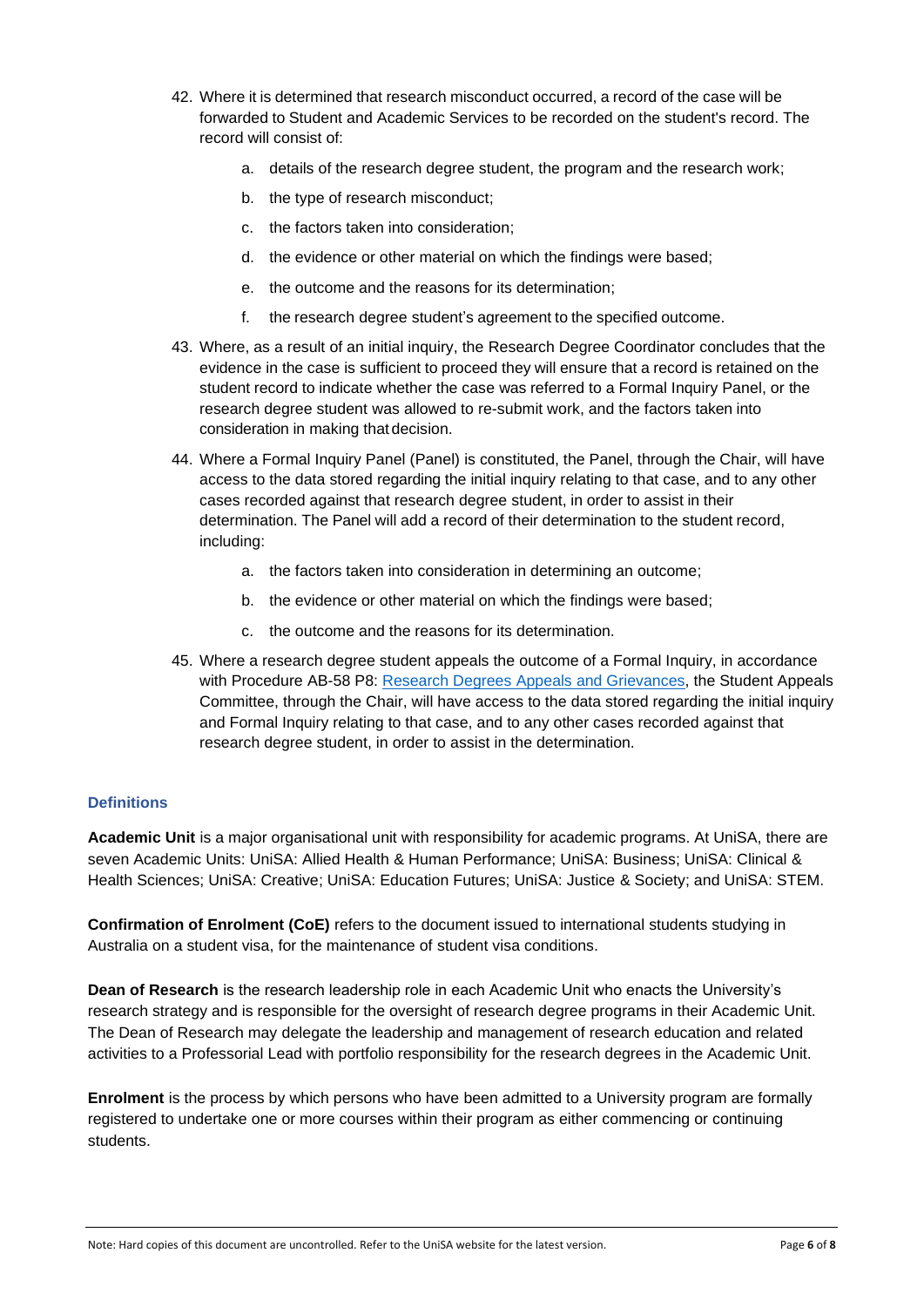42. Where it is determined that research misconduct occurred, a record of the case will be forwarded to Student and Academic Services to be recorded on the student's record. The record will consist of:
    a. details of the research degree student, the program and the research work;
    b. the type of research misconduct;
    c. the factors taken into consideration;
    d. the evidence or other material on which the findings were based;
    e. the outcome and the reasons for its determination;
    f. the research degree student's agreement to the specified outcome.
43. Where, as a result of an initial inquiry, the Research Degree Coordinator concludes that the evidence in the case is sufficient to proceed they will ensure that a record is retained on the student record to indicate whether the case was referred to a Formal Inquiry Panel, or the research degree student was allowed to re-submit work, and the factors taken into consideration in making that decision.
44. Where a Formal Inquiry Panel (Panel) is constituted, the Panel, through the Chair, will have access to the data stored regarding the initial inquiry relating to that case, and to any other cases recorded against that research degree student, in order to assist in their determination. The Panel will add a record of their determination to the student record, including:
    a. the factors taken into consideration in determining an outcome;
    b. the evidence or other material on which the findings were based;
    c. the outcome and the reasons for its determination.
45. Where a research degree student appeals the outcome of a Formal Inquiry, in accordance with Procedure AB-58 P8: Research Degrees Appeals and Grievances, the Student Appeals Committee, through the Chair, will have access to the data stored regarding the initial inquiry and Formal Inquiry relating to that case, and to any other cases recorded against that research degree student, in order to assist in the determination.

### Definitions

**Academic Unit** is a major organisational unit with responsibility for academic programs. At UniSA, there are seven Academic Units: UniSA: Allied Health & Human Performance; UniSA: Business; UniSA: Clinical & Health Sciences; UniSA: Creative; UniSA: Education Futures; UniSA: Justice & Society; and UniSA: STEM.

**Confirmation of Enrolment (CoE)** refers to the document issued to international students studying in Australia on a student visa, for the maintenance of student visa conditions.

**Dean of Research** is the research leadership role in each Academic Unit who enacts the University's research strategy and is responsible for the oversight of research degree programs in their Academic Unit. The Dean of Research may delegate the leadership and management of research education and related activities to a Professorial Lead with portfolio responsibility for the research degrees in the Academic Unit.

**Enrolment** is the process by which persons who have been admitted to a University program are formally registered to undertake one or more courses within their program as either commencing or continuing students.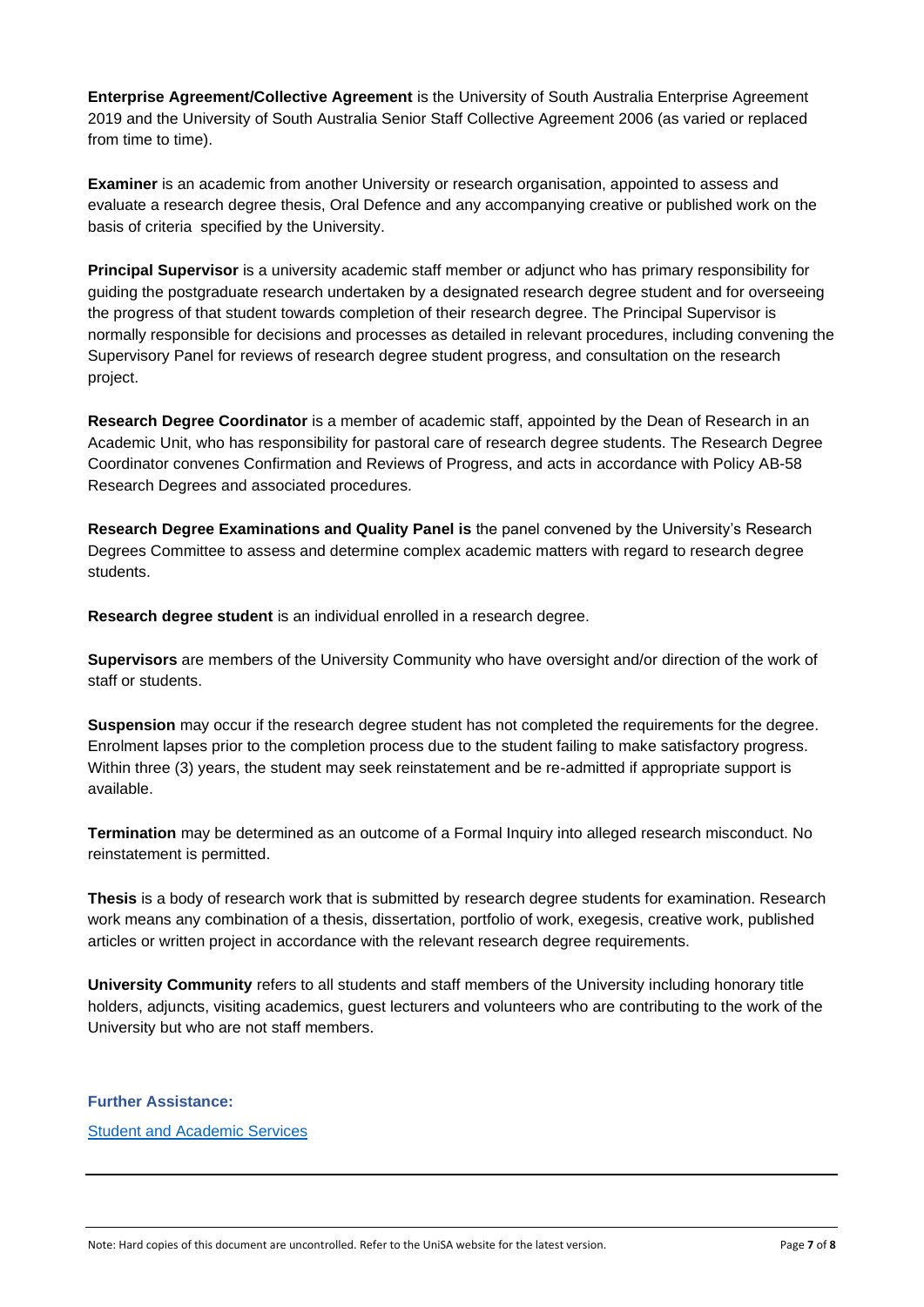**Enterprise Agreement/Collective Agreement** is the University of South Australia Enterprise Agreement 2019 and the University of South Australia Senior Staff Collective Agreement 2006 (as varied or replaced from time to time).

**Examiner** is an academic from another University or research organisation, appointed to assess and evaluate a research degree thesis, Oral Defence and any accompanying creative or published work on the basis of criteria specified by the University.

**Principal Supervisor** is a university academic staff member or adjunct who has primary responsibility for guiding the postgraduate research undertaken by a designated research degree student and for overseeing the progress of that student towards completion of their research degree. The Principal Supervisor is normally responsible for decisions and processes as detailed in relevant procedures, including convening the Supervisory Panel for reviews of research degree student progress, and consultation on the research project.

**Research Degree Coordinator** is a member of academic staff, appointed by the Dean of Research in an Academic Unit, who has responsibility for pastoral care of research degree students. The Research Degree Coordinator convenes Confirmation and Reviews of Progress, and acts in accordance with Policy AB-58 Research Degrees and associated procedures.

**Research Degree Examinations and Quality Panel is** the panel convened by the University's Research Degrees Committee to assess and determine complex academic matters with regard to research degree students.

**Research degree student** is an individual enrolled in a research degree.

**Supervisors** are members of the University Community who have oversight and/or direction of the work of staff or students.

**Suspension** may occur if the research degree student has not completed the requirements for the degree. Enrolment lapses prior to the completion process due to the student failing to make satisfactory progress. Within three (3) years, the student may seek reinstatement and be re-admitted if appropriate support is available.

**Termination** may be determined as an outcome of a Formal Inquiry into alleged research misconduct. No reinstatement is permitted.

**Thesis** is a body of research work that is submitted by research degree students for examination. Research work means any combination of a thesis, dissertation, portfolio of work, exegesis, creative work, published articles or written project in accordance with the relevant research degree requirements.

**University Community** refers to all students and staff members of the University including honorary title holders, adjuncts, visiting academics, guest lecturers and volunteers who are contributing to the work of the University but who are not staff members.

**Further Assistance:**

Student and Academic Services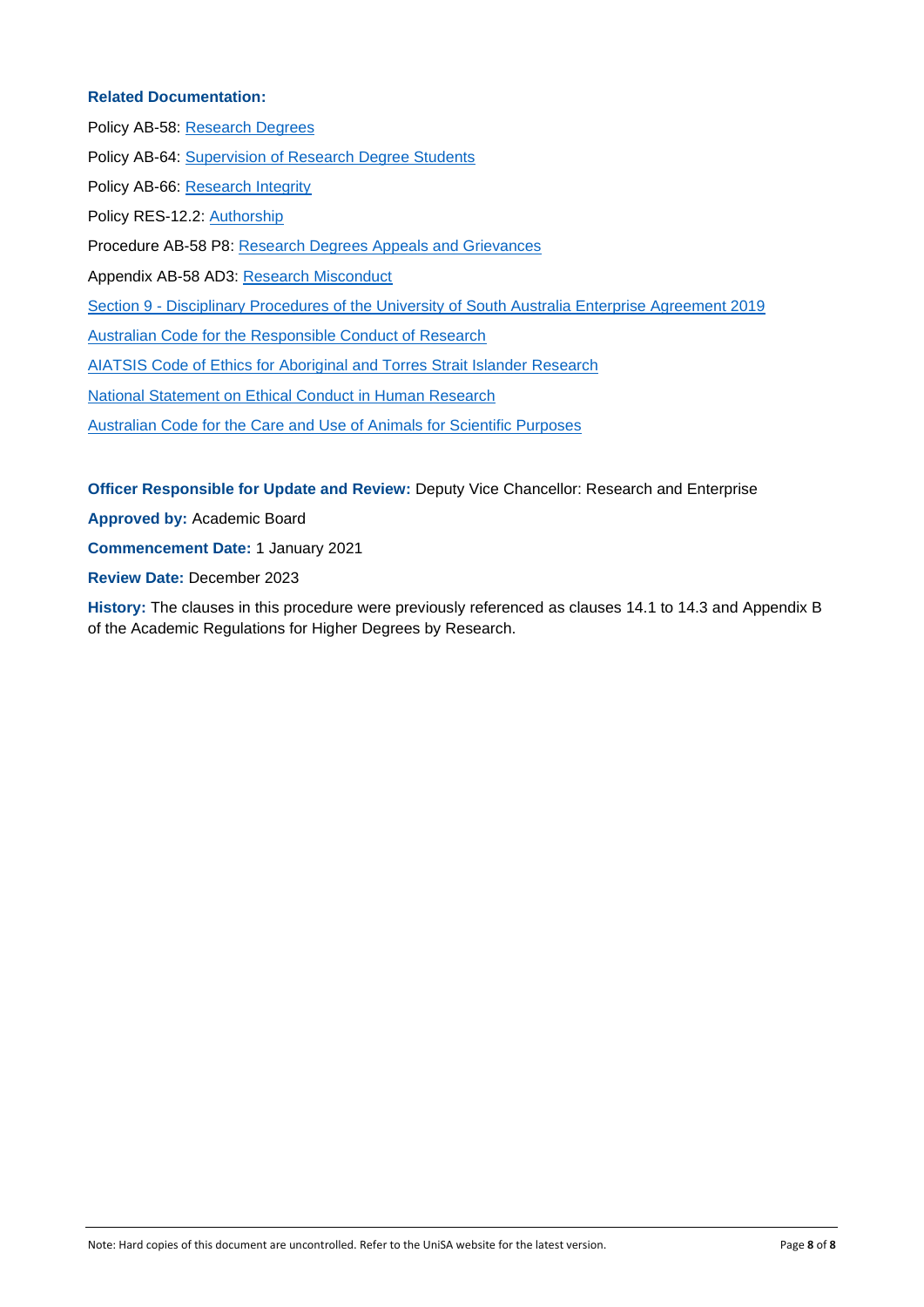**Related Documentation:**

Policy AB-58: Research Degrees

Policy AB-64: Supervision of Research Degree Students

Policy AB-66: Research Integrity

Policy RES-12.2: Authorship

Procedure AB-58 P8: Research Degrees Appeals and Grievances

Appendix AB-58 AD3: Research Misconduct

Section 9 - Disciplinary Procedures of the University of South Australia Enterprise Agreement 2019

Australian Code for the Responsible Conduct of Research

AIATSIS Code of Ethics for Aboriginal and Torres Strait Islander Research

National Statement on Ethical Conduct in Human Research

Australian Code for the Care and Use of Animals for Scientific Purposes

**Officer Responsible for Update and Review:** Deputy Vice Chancellor: Research and Enterprise

**Approved by:** Academic Board

**Commencement Date:** 1 January 2021

**Review Date:** December 2023

**History:** The clauses in this procedure were previously referenced as clauses 14.1 to 14.3 and Appendix B of the Academic Regulations for Higher Degrees by Research.